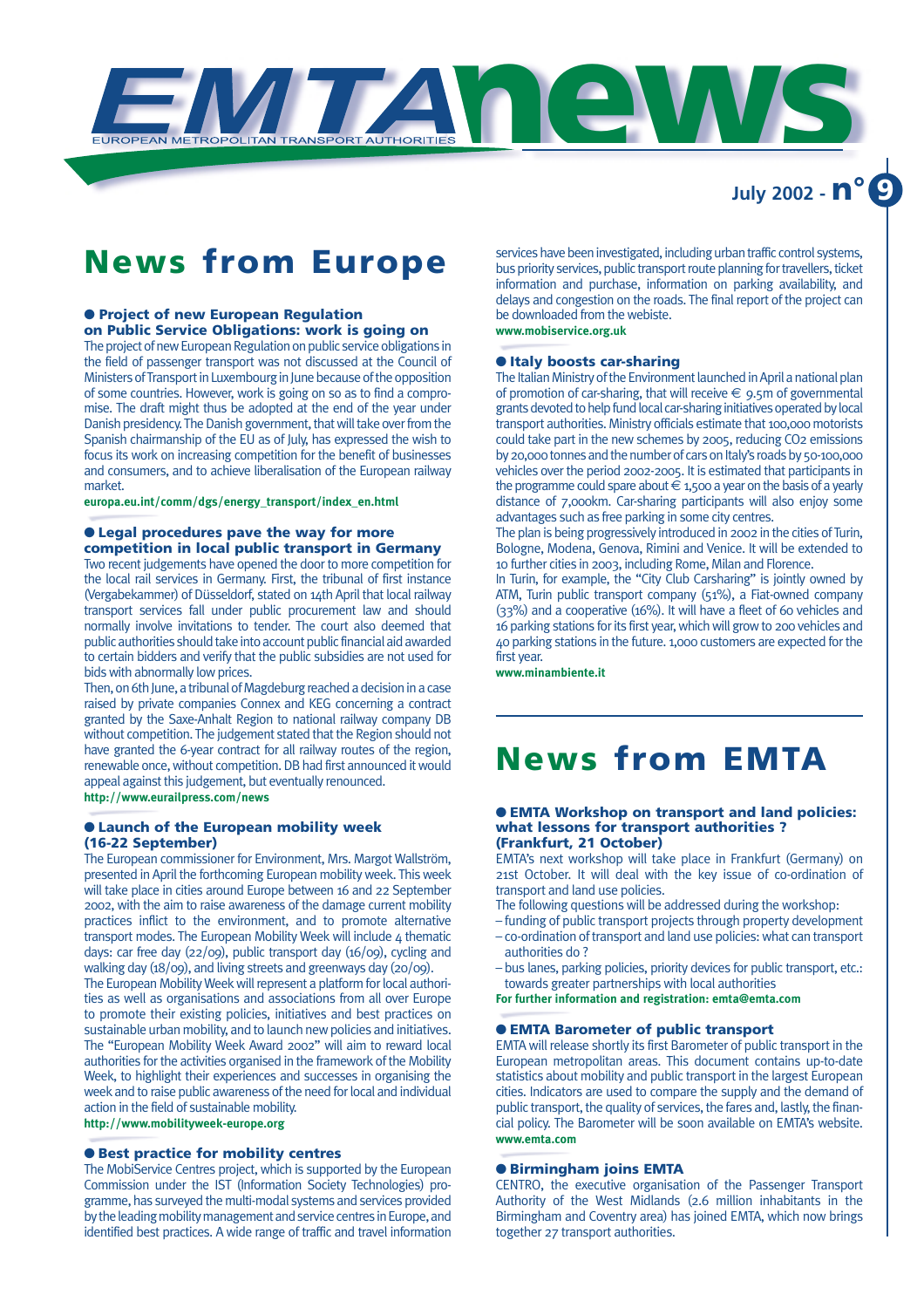# EMTA news

EUROPEAN METROPOLITAN TRANSPORT AUTHORITIES

July 2002 - n° 9

## News from Europe

### ● Project of new European Regulation on Public Service Obligations: work is going on

The project of new European Regulation on public service obligations in the field of passenger transport was not discussed at the Council of Ministers of Transport in Luxembourg in June because of the opposition of some countries. However, work is going on so as to find a compromise. The draft might thus be adopted at the end of the year under Danish presidency. The Danish government, that will take over from the Spanish chairmanship of the EU as of July, has expressed the wish to focus its work on increasing competition for the benefit of businesses and consumers, and to achieve liberalisation of the European railway market.

**europa.eu.int/comm/dgs/energy_transport/index_en.html**

### ● Legal procedures pave the way for more competition in local public transport in Germany

Two recent judgements have opened the door to more competition for the local rail services in Germany. First, the tribunal of first instance (Vergabekammer) of Düsseldorf, stated on 14th April that local railway transport services fall under public procurement law and should normally involve invitations to tender. The court also deemed that public authorities should take into account public financial aid awarded to certain bidders and verify that the public subsidies are not used for bids with abnormally low prices.

Then, on 6th June, a tribunal of Magdeburg reached a decision in a case raised by private companies Connex and KEG concerning a contract granted by the Saxe-Anhalt Region to national railway company DB without competition. The judgement stated that the Region should not have granted the 6-year contract for all railway routes of the region, renewable once, without competition. DB had first announced it would appeal against this judgement, but eventually renounced.

**http://www.eurailpress.com/news**

### ● Launch of the European mobility week (16-22 September)

The European commissioner for Environment, Mrs. Margot Wallström, presented in April the forthcoming European mobility week. This week will take place in cities around Europe between 16 and 22 September 2002, with the aim to raise awareness of the damage current mobility practices inflict to the environment, and to promote alternative transport modes. The European Mobility Week will include 4 thematic days: car free day (22/09), public transport day (16/09), cycling and walking day (18/09), and living streets and greenways day (20/09).

The European Mobility Week will represent a platform for local authorities as well as organisations and associations from all over Europe to promote their existing policies, initiatives and best practices on sustainable urban mobility, and to launch new policies and initiatives. The "European Mobility Week Award 2002" will aim to reward local authorities for the activities organised in the framework of the Mobility Week, to highlight their experiences and successes in organising the week and to raise public awareness of the need for local and individual action in the field of sustainable mobility.

**http://www.mobilityweek-europe.org**

### ● Best practice for mobility centres

The MobiService Centres project, which is supported by the European Commission under the IST (Information Society Technologies) programme, has surveyed the multi-modal systems and services provided by the leading mobility management and service centres in Europe, and identified best practices. A wide range of traffic and travel information services have been investigated, including urban traffic control systems, bus priority services, public transport route planning for travellers, ticket information and purchase, information on parking availability, and delays and congestion on the roads. The final report of the project can be downloaded from the webiste.

**www.mobiservice.org.uk**

### ● Italy boosts car-sharing

The Italian Ministry of the Environment launched in April a national plan of promotion of car-sharing, that will receive € 9.5m of governmental grants devoted to help fund local car-sharing initiatives operated by local transport authorities. Ministry officials estimate that 100,000 motorists could take part in the new schemes by 2005, reducing $CO_2$ emissions by 20,000 tonnes and the number of cars on Italy's roads by 50-100,000 vehicles over the period 2002-2005. It is estimated that participants in the programme could spare about € 1,500 a year on the basis of a yearly distance of 7,000km. Car-sharing participants will also enjoy some advantages such as free parking in some city centres.

The plan is being progressively introduced in 2002 in the cities of Turin, Bologne, Modena, Genova, Rimini and Venice. It will be extended to 10 further cities in 2003, including Rome, Milan and Florence.

In Turin, for example, the "City Club Carsharing" is jointly owned by ATM, Turin public transport company (51%), a Fiat-owned company (33%) and a cooperative (16%). It will have a fleet of 60 vehicles and 16 parking stations for its first year, which will grow to 200 vehicles and 40 parking stations in the future. 1,000 customers are expected for the first year.

**www.minambiente.it**

## News from EMTA

### ● EMTA Workshop on transport and land policies: what lessons for transport authorities ? (Frankfurt, 21 October)

EMTA's next workshop will take place in Frankfurt (Germany) on 21st October. It will deal with the key issue of co-ordination of transport and land use policies.

The following questions will be addressed during the workshop:

- funding of public transport projects through property development
- co-ordination of transport and land use policies: what can transport authorities do ?
- bus lanes, parking policies, priority devices for public transport, etc.: towards greater partnerships with local authorities

**For further information and registration: emta@emta.com**

### ● EMTA Barometer of public transport

EMTA will release shortly its first Barometer of public transport in the European metropolitan areas. This document contains up-to-date statistics about mobility and public transport in the largest European cities. Indicators are used to compare the supply and the demand of public transport, the quality of services, the fares and, lastly, the financial policy. The Barometer will be soon available on EMTA's website.

**www.emta.com**

### ● Birmingham joins EMTA

CENTRO, the executive organisation of the Passenger Transport Authority of the West Midlands (2.6 million inhabitants in the Birmingham and Coventry area) has joined EMTA, which now brings together 27 transport authorities.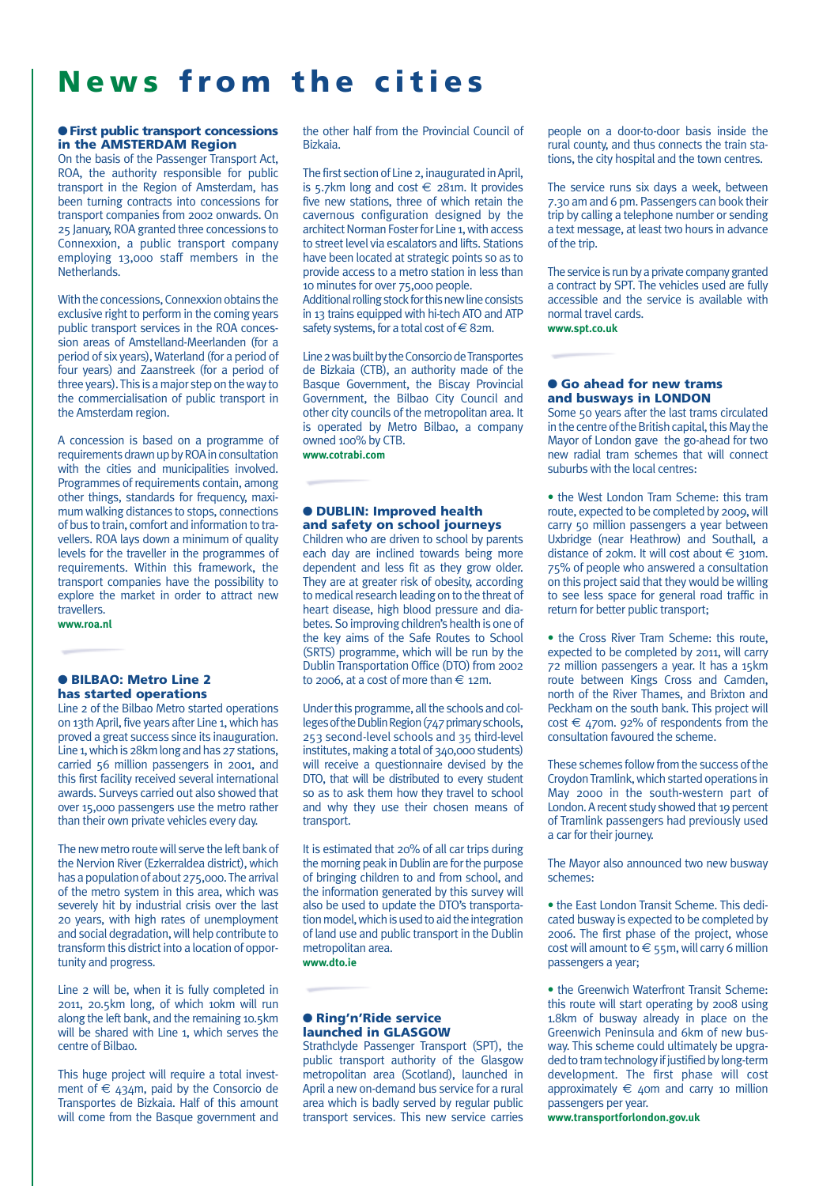# News from the cities

## First public transport concessions in the AMSTERDAM Region

On the basis of the Passenger Transport Act, ROA, the authority responsible for public transport in the Region of Amsterdam, has been turning contracts into concessions for transport companies from 2002 onwards. On 25 January, ROA granted three concessions to Connexxion, a public transport company employing 13,000 staff members in the Netherlands.

With the concessions, Connexxion obtains the exclusive right to perform in the coming years public transport services in the ROA concession areas of Amstelland-Meerlanden (for a period of six years), Waterland (for a period of four years) and Zaanstreek (for a period of three years). This is a major step on the way to the commercialisation of public transport in the Amsterdam region.

A concession is based on a programme of requirements drawn up by ROA in consultation with the cities and municipalities involved. Programmes of requirements contain, among other things, standards for frequency, maximum walking distances to stops, connections of bus to train, comfort and information to travellers. ROA lays down a minimum of quality levels for the traveller in the programmes of requirements. Within this framework, the transport companies have the possibility to explore the market in order to attract new travellers.

**www.roa.nl**

## BILBAO: Metro Line 2 has started operations

Line 2 of the Bilbao Metro started operations on 13th April, five years after Line 1, which has proved a great success since its inauguration. Line 1, which is 28km long and has 27 stations, carried 56 million passengers in 2001, and this first facility received several international awards. Surveys carried out also showed that over 15,000 passengers use the metro rather than their own private vehicles every day.

The new metro route will serve the left bank of the Nervion River (Ezkerraldea district), which has a population of about 275,000. The arrival of the metro system in this area, which was severely hit by industrial crisis over the last 20 years, with high rates of unemployment and social degradation, will help contribute to transform this district into a location of opportunity and progress.

Line 2 will be, when it is fully completed in 2011, 20.5km long, of which 10km will run along the left bank, and the remaining 10.5km will be shared with Line 1, which serves the centre of Bilbao.

This huge project will require a total investment of € 434m, paid by the Consorcio de Transportes de Bizkaia. Half of this amount will come from the Basque government and the other half from the Provincial Council of Bizkaia.

The first section of Line 2, inaugurated in April, is 5.7km long and cost € 281m. It provides five new stations, three of which retain the cavernous configuration designed by the architect Norman Foster for Line 1, with access to street level via escalators and lifts. Stations have been located at strategic points so as to provide access to a metro station in less than 10 minutes for over 75,000 people.
Additional rolling stock for this new line consists in 13 trains equipped with hi-tech ATO and ATP safety systems, for a total cost of € 82m.

Line 2 was built by the Consorcio de Transportes de Bizkaia (CTB), an authority made of the Basque Government, the Biscay Provincial Government, the Bilbao City Council and other city councils of the metropolitan area. It is operated by Metro Bilbao, a company owned 100% by CTB.

**www.cotrabi.com**

## DUBLIN: Improved health and safety on school journeys

Children who are driven to school by parents each day are inclined towards being more dependent and less fit as they grow older. They are at greater risk of obesity, according to medical research leading on to the threat of heart disease, high blood pressure and diabetes. So improving children's health is one of the key aims of the Safe Routes to School (SRTS) programme, which will be run by the Dublin Transportation Office (DTO) from 2002 to 2006, at a cost of more than € 12m.

Under this programme, all the schools and colleges of the Dublin Region (747 primary schools, 253 second-level schools and 35 third-level institutes, making a total of 340,000 students) will receive a questionnaire devised by the DTO, that will be distributed to every student so as to ask them how they travel to school and why they use their chosen means of transport.

It is estimated that 20% of all car trips during the morning peak in Dublin are for the purpose of bringing children to and from school, and the information generated by this survey will also be used to update the DTO's transportation model, which is used to aid the integration of land use and public transport in the Dublin metropolitan area.

**www.dto.ie**

## Ring'n'Ride service launched in GLASGOW

Strathclyde Passenger Transport (SPT), the public transport authority of the Glasgow metropolitan area (Scotland), launched in April a new on-demand bus service for a rural area which is badly served by regular public transport services. This new service carries people on a door-to-door basis inside the rural county, and thus connects the train stations, the city hospital and the town centres.

The service runs six days a week, between 7.30 am and 6 pm. Passengers can book their trip by calling a telephone number or sending a text message, at least two hours in advance of the trip.

The service is run by a private company granted a contract by SPT. The vehicles used are fully accessible and the service is available with normal travel cards.

**www.spt.co.uk**

## Go ahead for new trams and busways in LONDON

Some 50 years after the last trams circulated in the centre of the British capital, this May the Mayor of London gave the go-ahead for two new radial tram schemes that will connect suburbs with the local centres:

- the West London Tram Scheme: this tram route, expected to be completed by 2009, will carry 50 million passengers a year between Uxbridge (near Heathrow) and Southall, a distance of 20km. It will cost about € 310m. 75% of people who answered a consultation on this project said that they would be willing to see less space for general road traffic in return for better public transport;

- the Cross River Tram Scheme: this route, expected to be completed by 2011, will carry 72 million passengers a year. It has a 15km route between Kings Cross and Camden, north of the River Thames, and Brixton and Peckham on the south bank. This project will cost € 470m. 92% of respondents from the consultation favoured the scheme.

These schemes follow from the success of the Croydon Tramlink, which started operations in May 2000 in the south-western part of London. A recent study showed that 19 percent of Tramlink passengers had previously used a car for their journey.

The Mayor also announced two new busway schemes:

- the East London Transit Scheme. This dedicated busway is expected to be completed by 2006. The first phase of the project, whose cost will amount to € 55m, will carry 6 million passengers a year;

- the Greenwich Waterfront Transit Scheme: this route will start operating by 2008 using 1.8km of busway already in place on the Greenwich Peninsula and 6km of new busway. This scheme could ultimately be upgraded to tram technology if justified by long-term development. The first phase will cost approximately € 40m and carry 10 million passengers per year.

**www.transportforlondon.gov.uk**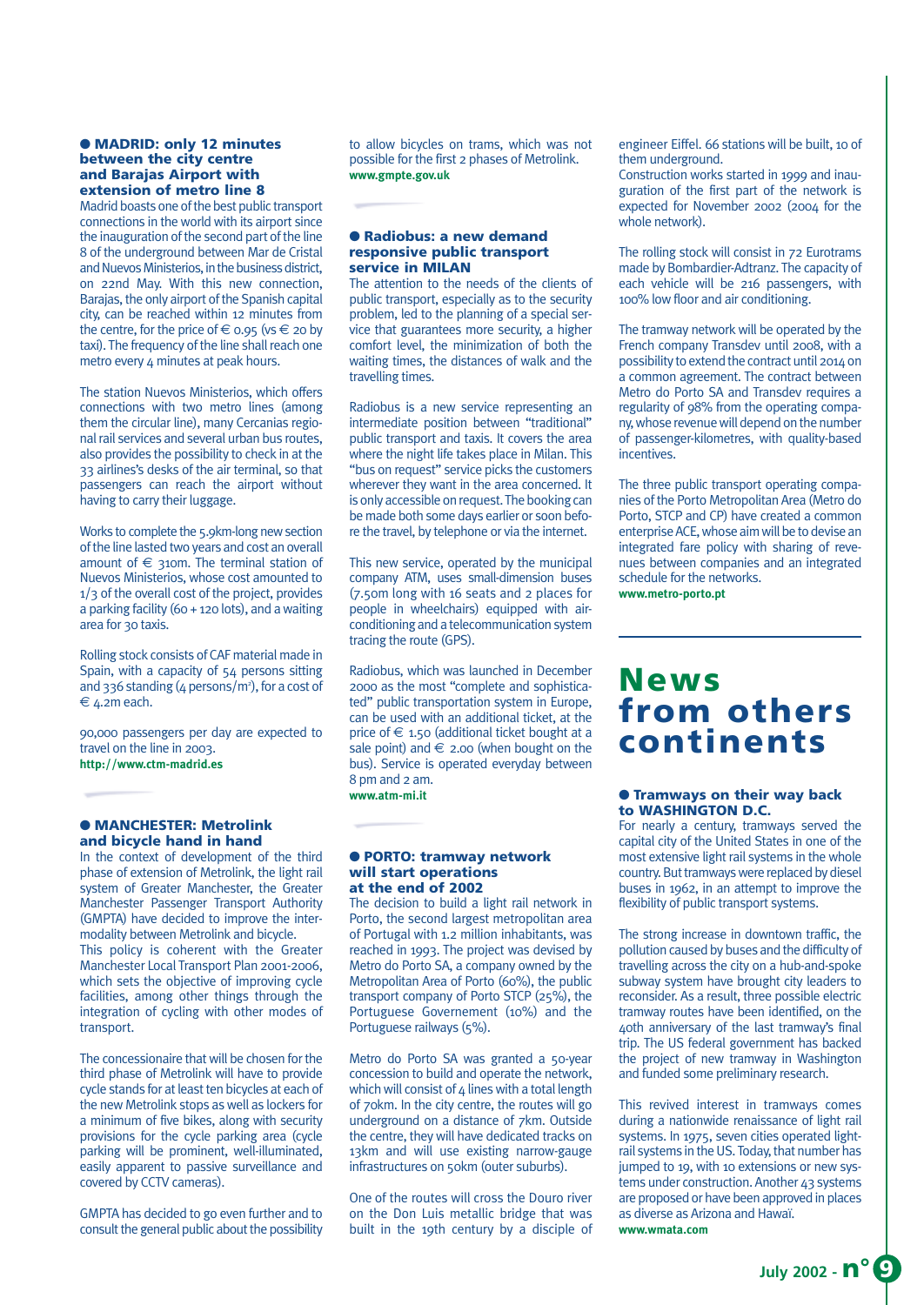### ● MADRID: only 12 minutes between the city centre and Barajas Airport with extension of metro line 8

Madrid boasts one of the best public transport connections in the world with its airport since the inauguration of the second part of the line 8 of the underground between Mar de Cristal and Nuevos Ministerios, in the business district, on 22nd May. With this new connection, Barajas, the only airport of the Spanish capital city, can be reached within 12 minutes from the centre, for the price of € 0.95 (vs € 20 by taxi). The frequency of the line shall reach one metro every 4 minutes at peak hours.

The station Nuevos Ministerios, which offers connections with two metro lines (among them the circular line), many Cercanias regional rail services and several urban bus routes, also provides the possibility to check in at the 33 airlines's desks of the air terminal, so that passengers can reach the airport without having to carry their luggage.

Works to complete the 5.9km-long new section of the line lasted two years and cost an overall amount of € 310m. The terminal station of Nuevos Ministerios, whose cost amounted to 1/3 of the overall cost of the project, provides a parking facility (60 + 120 lots), and a waiting area for 30 taxis.

Rolling stock consists of CAF material made in Spain, with a capacity of 54 persons sitting and 336 standing (4 persons/m²), for a cost of € 4.2m each.

90,000 passengers per day are expected to travel on the line in 2003.
**http://www.ctm-madrid.es**

### ● MANCHESTER: Metrolink and bicycle hand in hand

In the context of development of the third phase of extension of Metrolink, the light rail system of Greater Manchester, the Greater Manchester Passenger Transport Authority (GMPTA) have decided to improve the intermodality between Metrolink and bicycle.
This policy is coherent with the Greater Manchester Local Transport Plan 2001-2006, which sets the objective of improving cycle facilities, among other things through the integration of cycling with other modes of transport.

The concessionaire that will be chosen for the third phase of Metrolink will have to provide cycle stands for at least ten bicycles at each of the new Metrolink stops as well as lockers for a minimum of five bikes, along with security provisions for the cycle parking area (cycle parking will be prominent, well-illuminated, easily apparent to passive surveillance and covered by CCTV cameras).

GMPTA has decided to go even further and to consult the general public about the possibility to allow bicycles on trams, which was not possible for the first 2 phases of Metrolink.
**www.gmpte.gov.uk**

### ● Radiobus: a new demand responsive public transport service in MILAN

The attention to the needs of the clients of public transport, especially as to the security problem, led to the planning of a special service that guarantees more security, a higher comfort level, the minimization of both the waiting times, the distances of walk and the travelling times.

Radiobus is a new service representing an intermediate position between "traditional" public transport and taxis. It covers the area where the night life takes place in Milan. This "bus on request" service picks the customers wherever they want in the area concerned. It is only accessible on request. The booking can be made both some days earlier or soon before the travel, by telephone or via the internet.

This new service, operated by the municipal company ATM, uses small-dimension buses (7.50m long with 16 seats and 2 places for people in wheelchairs) equipped with air-conditioning and a telecommunication system tracing the route (GPS).

Radiobus, which was launched in December 2000 as the most "complete and sophisticated" public transportation system in Europe, can be used with an additional ticket, at the price of € 1.50 (additional ticket bought at a sale point) and € 2.00 (when bought on the bus). Service is operated everyday between 8 pm and 2 am.
**www.atm-mi.it**

### ● PORTO: tramway network will start operations at the end of 2002

The decision to build a light rail network in Porto, the second largest metropolitan area of Portugal with 1.2 million inhabitants, was reached in 1993. The project was devised by Metro do Porto SA, a company owned by the Metropolitan Area of Porto (60%), the public transport company of Porto STCP (25%), the Portuguese Governement (10%) and the Portuguese railways (5%).

Metro do Porto SA was granted a 50-year concession to build and operate the network, which will consist of 4 lines with a total length of 70km. In the city centre, the routes will go underground on a distance of 7km. Outside the centre, they will have dedicated tracks on 13km and will use existing narrow-gauge infrastructures on 50km (outer suburbs).

One of the routes will cross the Douro river on the Don Luis metallic bridge that was built in the 19th century by a disciple of engineer Eiffel. 66 stations will be built, 10 of them underground.
Construction works started in 1999 and inauguration of the first part of the network is expected for November 2002 (2004 for the whole network).

The rolling stock will consist in 72 Eurotrams made by Bombardier-Adtranz. The capacity of each vehicle will be 216 passengers, with 100% low floor and air conditioning.

The tramway network will be operated by the French company Transdev until 2008, with a possibility to extend the contract until 2014 on a common agreement. The contract between Metro do Porto SA and Transdev requires a regularity of 98% from the operating company, whose revenue will depend on the number of passenger-kilometres, with quality-based incentives.

The three public transport operating companies of the Porto Metropolitan Area (Metro do Porto, STCP and CP) have created a common enterprise ACE, whose aim will be to devise an integrated fare policy with sharing of revenues between companies and an integrated schedule for the networks.
**www.metro-porto.pt**

# News from others continents

### ● Tramways on their way back to WASHINGTON D.C.

For nearly a century, tramways served the capital city of the United States in one of the most extensive light rail systems in the whole country. But tramways were replaced by diesel buses in 1962, in an attempt to improve the flexibility of public transport systems.

The strong increase in downtown traffic, the pollution caused by buses and the difficulty of travelling across the city on a hub-and-spoke subway system have brought city leaders to reconsider. As a result, three possible electric tramway routes have been identified, on the 40th anniversary of the last tramway's final trip. The US federal government has backed the project of new tramway in Washington and funded some preliminary research.

This revived interest in tramways comes during a nationwide renaissance of light rail systems. In 1975, seven cities operated light-rail systems in the US. Today, that number has jumped to 19, with 10 extensions or new systems under construction. Another 43 systems are proposed or have been approved in places as diverse as Arizona and Hawaï.
**www.wmata.com**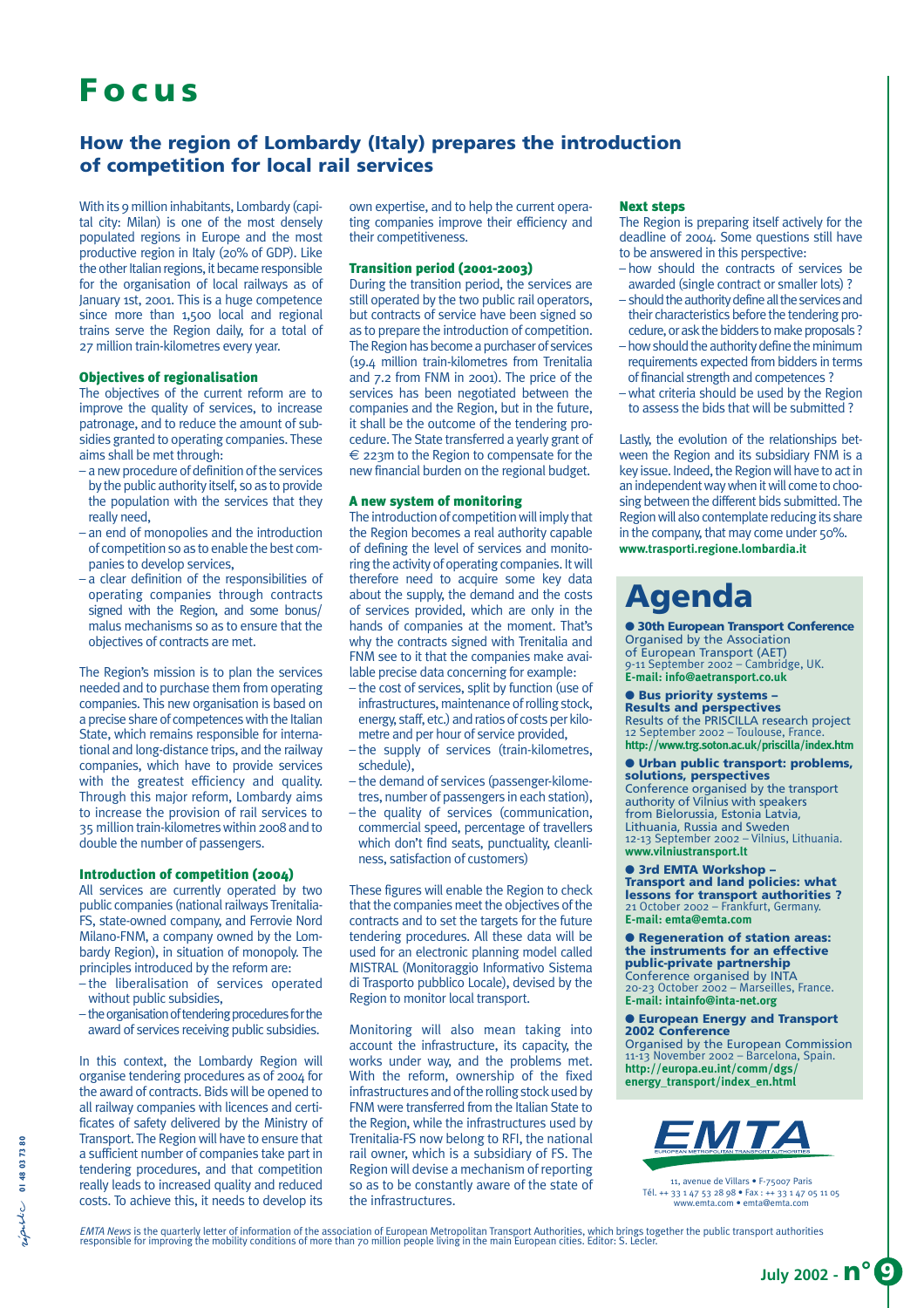# Focus

## How the region of Lombardy (Italy) prepares the introduction of competition for local rail services

With its 9 million inhabitants, Lombardy (capital city: Milan) is one of the most densely populated regions in Europe and the most productive region in Italy (20% of GDP). Like the other Italian regions, it became responsible for the organisation of local railways as of January 1st, 2001. This is a huge competence since more than 1,500 local and regional trains serve the Region daily, for a total of 27 million train-kilometres every year.

### Objectives of regionalisation

The objectives of the current reform are to improve the quality of services, to increase patronage, and to reduce the amount of subsidies granted to operating companies. These aims shall be met through:

- a new procedure of definition of the services by the public authority itself, so as to provide the population with the services that they really need,
- an end of monopolies and the introduction of competition so as to enable the best companies to develop services,
- a clear definition of the responsibilities of operating companies through contracts signed with the Region, and some bonus/malus mechanisms so as to ensure that the objectives of contracts are met.

The Region's mission is to plan the services needed and to purchase them from operating companies. This new organisation is based on a precise share of competences with the Italian State, which remains responsible for international and long-distance trips, and the railway companies, which have to provide services with the greatest efficiency and quality. Through this major reform, Lombardy aims to increase the provision of rail services to 35 million train-kilometres within 2008 and to double the number of passengers.

### Introduction of competition (2004)

All services are currently operated by two public companies (national railways Trenitalia-FS, state-owned company, and Ferrovie Nord Milano-FNM, a company owned by the Lombardy Region), in situation of monopoly. The principles introduced by the reform are:

- the liberalisation of services operated without public subsidies,
- the organisation of tendering procedures for the award of services receiving public subsidies.

In this context, the Lombardy Region will organise tendering procedures as of 2004 for the award of contracts. Bids will be opened to all railway companies with licences and certificates of safety delivered by the Ministry of Transport. The Region will have to ensure that a sufficient number of companies take part in tendering procedures, and that competition really leads to increased quality and reduced costs. To achieve this, it needs to develop its own expertise, and to help the current operating companies improve their efficiency and their competitiveness.

### Transition period (2001-2003)

During the transition period, the services are still operated by the two public rail operators, but contracts of service have been signed so as to prepare the introduction of competition. The Region has become a purchaser of services (19.4 million train-kilometres from Trenitalia and 7.2 from FNM in 2001). The price of the services has been negotiated between the companies and the Region, but in the future, it shall be the outcome of the tendering procedure. The State transferred a yearly grant of € 223m to the Region to compensate for the new financial burden on the regional budget.

### A new system of monitoring

The introduction of competition will imply that the Region becomes a real authority capable of defining the level of services and monitoring the activity of operating companies. It will therefore need to acquire some key data about the supply, the demand and the costs of services provided, which are only in the hands of companies at the moment. That's why the contracts signed with Trenitalia and FNM see to it that the companies make available precise data concerning for example:

- the cost of services, split by function (use of infrastructures, maintenance of rolling stock, energy, staff, etc.) and ratios of costs per kilometre and per hour of service provided,
- the supply of services (train-kilometres, schedule),
- the demand of services (passenger-kilometres, number of passengers in each station),
- the quality of services (communication, commercial speed, percentage of travellers which don't find seats, punctuality, cleanliness, satisfaction of customers)

These figures will enable the Region to check that the companies meet the objectives of the contracts and to set the targets for the future tendering procedures. All these data will be used for an electronic planning model called MISTRAL (Monitoraggio Informativo Sistema di Trasporto pubblico Locale), devised by the Region to monitor local transport.

Monitoring will also mean taking into account the infrastructure, its capacity, the works under way, and the problems met. With the reform, ownership of the fixed infrastructures and of the rolling stock used by FNM were transferred from the Italian State to the Region, while the infrastructures used by Trenitalia-FS now belong to RFI, the national rail owner, which is a subsidiary of FS. The Region will devise a mechanism of reporting so as to be constantly aware of the state of the infrastructures.

### Next steps

The Region is preparing itself actively for the deadline of 2004. Some questions still have to be answered in this perspective:

- how should the contracts of services be awarded (single contract or smaller lots) ?
- should the authority define all the services and their characteristics before the tendering procedure, or ask the bidders to make proposals ?
- how should the authority define the minimum requirements expected from bidders in terms of financial strength and competences ?
- what criteria should be used by the Region to assess the bids that will be submitted ?

Lastly, the evolution of the relationships between the Region and its subsidiary FNM is a key issue. Indeed, the Region will have to act in an independent way when it will come to choosing between the different bids submitted. The Region will also contemplate reducing its share in the company, that may come under 50%.

**www.trasporti.regione.lombardia.it**

# Agenda

● **30th European Transport Conference**
Organised by the Association of European Transport (AET)
9-11 September 2002 – Cambridge, UK.
**E-mail: info@aetransport.co.uk**

● **Bus priority systems – Results and perspectives**
Results of the PRISCILLA research project
12 September 2002 – Toulouse, France.
**http://www.trg.soton.ac.uk/priscilla/index.htm**

● **Urban public transport: problems, solutions, perspectives**
Conference organised by the transport authority of Vilnius with speakers from Bielorussia, Estonia Latvia, Lithuania, Russia and Sweden
12-13 September 2002 – Vilnius, Lithuania.
**www.vilniustransport.lt**

● **3rd EMTA Workshop – Transport and land policies: what lessons for transport authorities ?**
21 October 2002 – Frankfurt, Germany.
**E-mail: emta@emta.com**

● **Regeneration of station areas: the instruments for an effective public-private partnership**
Conference organised by INTA
20-23 October 2002 – Marseilles, France.
**E-mail: intainfo@inta-net.org**

● **European Energy and Transport 2002 Conference**
Organised by the European Commission
11-13 November 2002 – Barcelona, Spain.
**http://europa.eu.int/comm/dgs/energy_transport/index_en.html**

EMTA – European Metropolitan Transport Authorities

11, avenue de Villars • F-75007 Paris
Tél. ++ 33 1 47 53 28 98 • Fax : ++ 33 1 47 05 11 05
www.emta.com • emta@emta.com

*EMTA News* is the quarterly letter of information of the association of European Metropolitan Transport Authorities, which brings together the public transport authorities responsible for improving the mobility conditions of more than 70 million people living in the main European cities. Editor: S. Lecler.